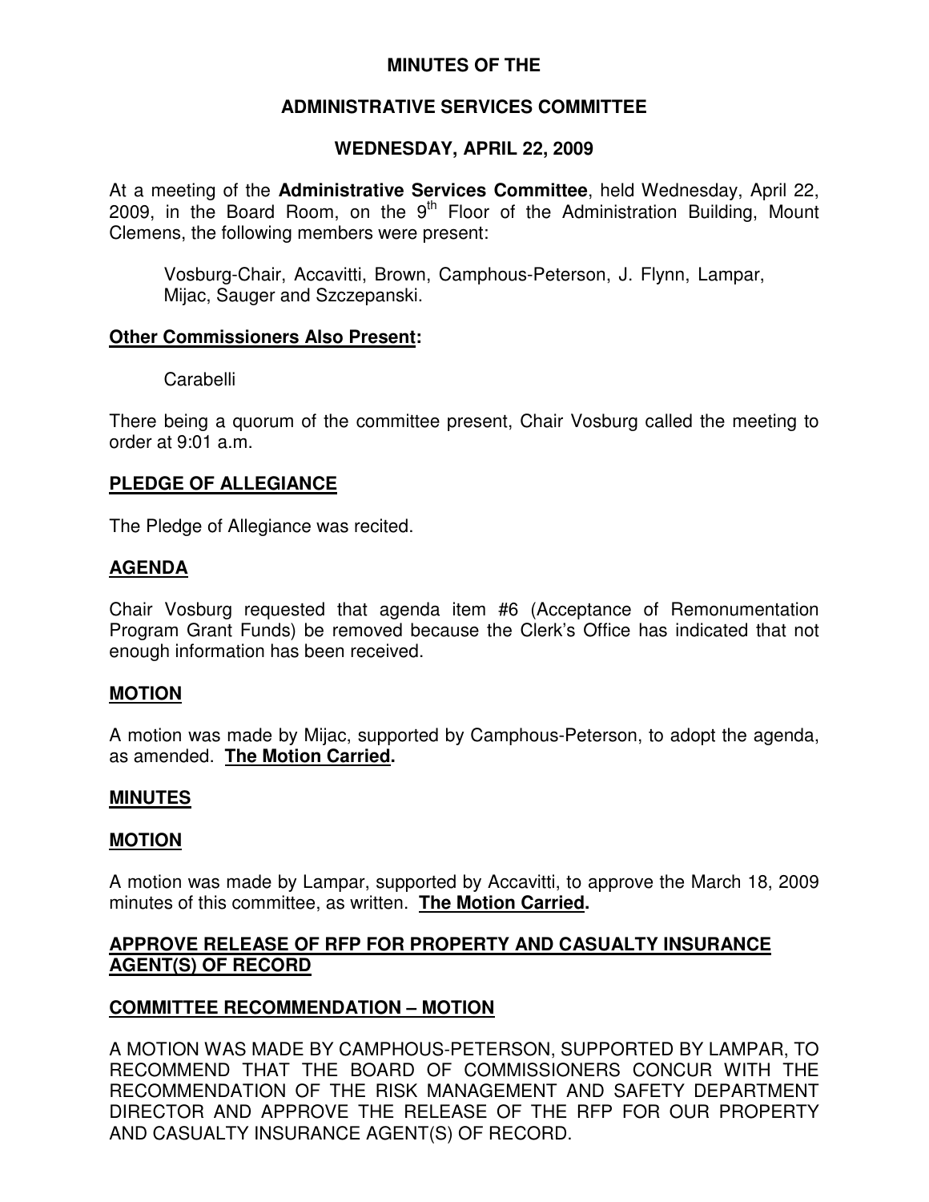# MINUTES OF THE

## ADMINISTRATIVE SERVICES COMMITTEE

## WEDNESDAY, APRIL 22, 2009

At a meeting of the **Administrative Services Committee**, held Wednesday, April 22, 2009, in the Board Room, on the 9th Floor of the Administration Building, Mount Clemens, the following members were present:

Vosburg-Chair, Accavitti, Brown, Camphous-Peterson, J. Flynn, Lampar, Mijac, Sauger and Szczepanski.

**Other Commissioners Also Present:**

Carabelli

There being a quorum of the committee present, Chair Vosburg called the meeting to order at 9:01 a.m.

**PLEDGE OF ALLEGIANCE**

The Pledge of Allegiance was recited.

**AGENDA**

Chair Vosburg requested that agenda item #6 (Acceptance of Remonumentation Program Grant Funds) be removed because the Clerk's Office has indicated that not enough information has been received.

**MOTION**

A motion was made by Mijac, supported by Camphous-Peterson, to adopt the agenda, as amended. **The Motion Carried.**

**MINUTES**

**MOTION**

A motion was made by Lampar, supported by Accavitti, to approve the March 18, 2009 minutes of this committee, as written. **The Motion Carried.**

**APPROVE RELEASE OF RFP FOR PROPERTY AND CASUALTY INSURANCE AGENT(S) OF RECORD**

**COMMITTEE RECOMMENDATION – MOTION**

A MOTION WAS MADE BY CAMPHOUS-PETERSON, SUPPORTED BY LAMPAR, TO RECOMMEND THAT THE BOARD OF COMMISSIONERS CONCUR WITH THE RECOMMENDATION OF THE RISK MANAGEMENT AND SAFETY DEPARTMENT DIRECTOR AND APPROVE THE RELEASE OF THE RFP FOR OUR PROPERTY AND CASUALTY INSURANCE AGENT(S) OF RECORD.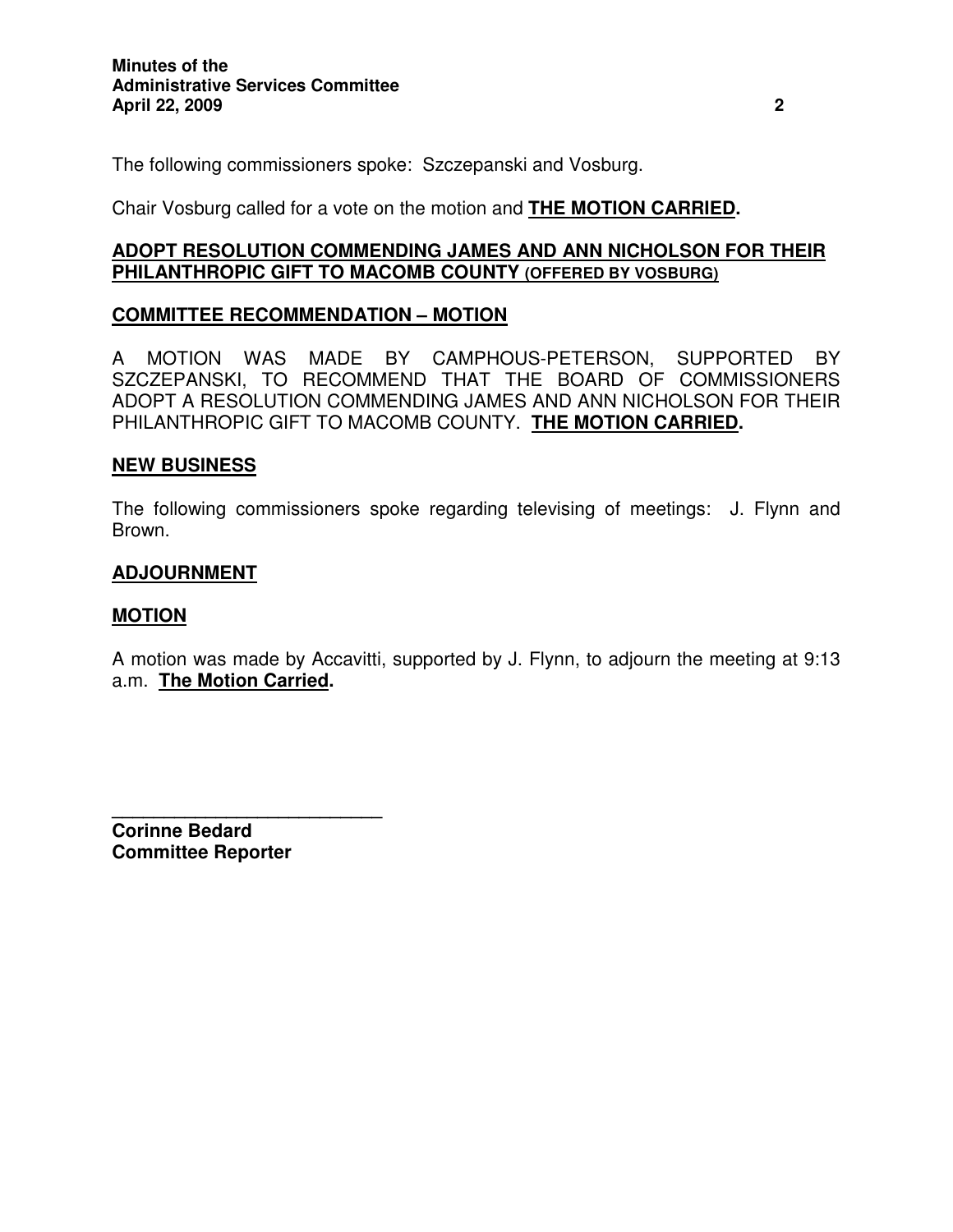The following commissioners spoke: Szczepanski and Vosburg.

Chair Vosburg called for a vote on the motion and **THE MOTION CARRIED.**

## ADOPT RESOLUTION COMMENDING JAMES AND ANN NICHOLSON FOR THEIR PHILANTHROPIC GIFT TO MACOMB COUNTY (OFFERED BY VOSBURG)

## COMMITTEE RECOMMENDATION – MOTION

A MOTION WAS MADE BY CAMPHOUS-PETERSON, SUPPORTED BY SZCZEPANSKI, TO RECOMMEND THAT THE BOARD OF COMMISSIONERS ADOPT A RESOLUTION COMMENDING JAMES AND ANN NICHOLSON FOR THEIR PHILANTHROPIC GIFT TO MACOMB COUNTY. **THE MOTION CARRIED.**

## NEW BUSINESS

The following commissioners spoke regarding televising of meetings: J. Flynn and Brown.

## ADJOURNMENT

## MOTION

A motion was made by Accavitti, supported by J. Flynn, to adjourn the meeting at 9:13 a.m. **The Motion Carried.**

\_\_\_\_\_\_\_\_\_\_\_\_\_\_\_\_\_\_\_\_\_\_\_\_\_\_\_
**Corinne Bedard**
**Committee Reporter**